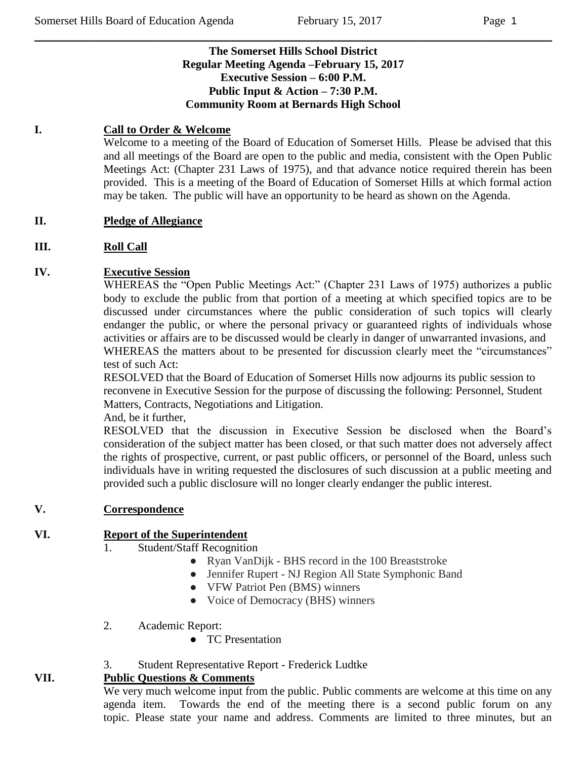**The Somerset Hills School District**
**Regular Meeting Agenda –February 15, 2017**
**Executive Session – 6:00 P.M.**
**Public Input & Action – 7:30 P.M.**
**Community Room at Bernards High School**

## I. Call to Order & Welcome

Welcome to a meeting of the Board of Education of Somerset Hills. Please be advised that this and all meetings of the Board are open to the public and media, consistent with the Open Public Meetings Act: (Chapter 231 Laws of 1975), and that advance notice required therein has been provided. This is a meeting of the Board of Education of Somerset Hills at which formal action may be taken. The public will have an opportunity to be heard as shown on the Agenda.

## II. Pledge of Allegiance

## III. Roll Call

## IV. Executive Session

WHEREAS the "Open Public Meetings Act:" (Chapter 231 Laws of 1975) authorizes a public body to exclude the public from that portion of a meeting at which specified topics are to be discussed under circumstances where the public consideration of such topics will clearly endanger the public, or where the personal privacy or guaranteed rights of individuals whose activities or affairs are to be discussed would be clearly in danger of unwarranted invasions, and

WHEREAS the matters about to be presented for discussion clearly meet the "circumstances" test of such Act:

RESOLVED that the Board of Education of Somerset Hills now adjourns its public session to reconvene in Executive Session for the purpose of discussing the following: Personnel, Student Matters, Contracts, Negotiations and Litigation.

And, be it further,

RESOLVED that the discussion in Executive Session be disclosed when the Board's consideration of the subject matter has been closed, or that such matter does not adversely affect the rights of prospective, current, or past public officers, or personnel of the Board, unless such individuals have in writing requested the disclosures of such discussion at a public meeting and provided such a public disclosure will no longer clearly endanger the public interest.

## V. Correspondence

## VI. Report of the Superintendent

1. Student/Staff Recognition
   - Ryan VanDijk - BHS record in the 100 Breaststroke
   - Jennifer Rupert - NJ Region All State Symphonic Band
   - VFW Patriot Pen (BMS) winners
   - Voice of Democracy (BHS) winners

2. Academic Report:
   - TC Presentation

3. Student Representative Report - Frederick Ludtke

## VII. Public Questions & Comments

We very much welcome input from the public. Public comments are welcome at this time on any agenda item. Towards the end of the meeting there is a second public forum on any topic. Please state your name and address. Comments are limited to three minutes, but an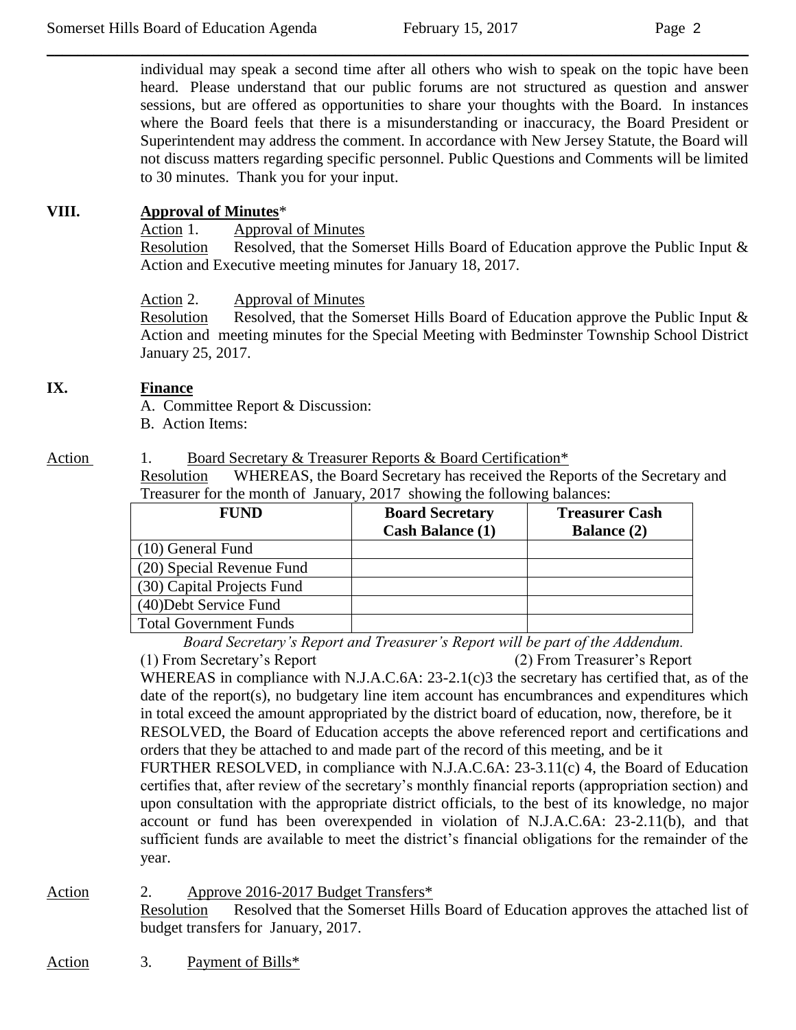individual may speak a second time after all others who wish to speak on the topic have been heard. Please understand that our public forums are not structured as question and answer sessions, but are offered as opportunities to share your thoughts with the Board. In instances where the Board feels that there is a misunderstanding or inaccuracy, the Board President or Superintendent may address the comment. In accordance with New Jersey Statute, the Board will not discuss matters regarding specific personnel. Public Questions and Comments will be limited to 30 minutes. Thank you for your input.

## VIII. **Approval of Minutes***

Action 1. Approval of Minutes

Resolution Resolved, that the Somerset Hills Board of Education approve the Public Input & Action and Executive meeting minutes for January 18, 2017.

Action 2. Approval of Minutes

Resolution Resolved, that the Somerset Hills Board of Education approve the Public Input & Action and meeting minutes for the Special Meeting with Bedminster Township School District January 25, 2017.

## IX. **Finance**

A. Committee Report & Discussion:

B. Action Items:

Action 1. Board Secretary & Treasurer Reports & Board Certification*

Resolution WHEREAS, the Board Secretary has received the Reports of the Secretary and Treasurer for the month of January, 2017 showing the following balances:

| FUND | Board Secretary Cash Balance (1) | Treasurer Cash Balance (2) |
|---|---|---|
| (10) General Fund | | |
| (20) Special Revenue Fund | | |
| (30) Capital Projects Fund | | |
| (40)Debt Service Fund | | |
| Total Government Funds | | |

*Board Secretary's Report and Treasurer's Report will be part of the Addendum.*

(1) From Secretary's Report (2) From Treasurer's Report

WHEREAS in compliance with N.J.A.C.6A: 23-2.1(c)3 the secretary has certified that, as of the date of the report(s), no budgetary line item account has encumbrances and expenditures which in total exceed the amount appropriated by the district board of education, now, therefore, be it

RESOLVED, the Board of Education accepts the above referenced report and certifications and orders that they be attached to and made part of the record of this meeting, and be it

FURTHER RESOLVED, in compliance with N.J.A.C.6A: 23-3.11(c) 4, the Board of Education certifies that, after review of the secretary's monthly financial reports (appropriation section) and upon consultation with the appropriate district officials, to the best of its knowledge, no major account or fund has been overexpended in violation of N.J.A.C.6A: 23-2.11(b), and that sufficient funds are available to meet the district's financial obligations for the remainder of the year.

Action 2. Approve 2016-2017 Budget Transfers*

Resolution Resolved that the Somerset Hills Board of Education approves the attached list of budget transfers for January, 2017.

Action 3. Payment of Bills*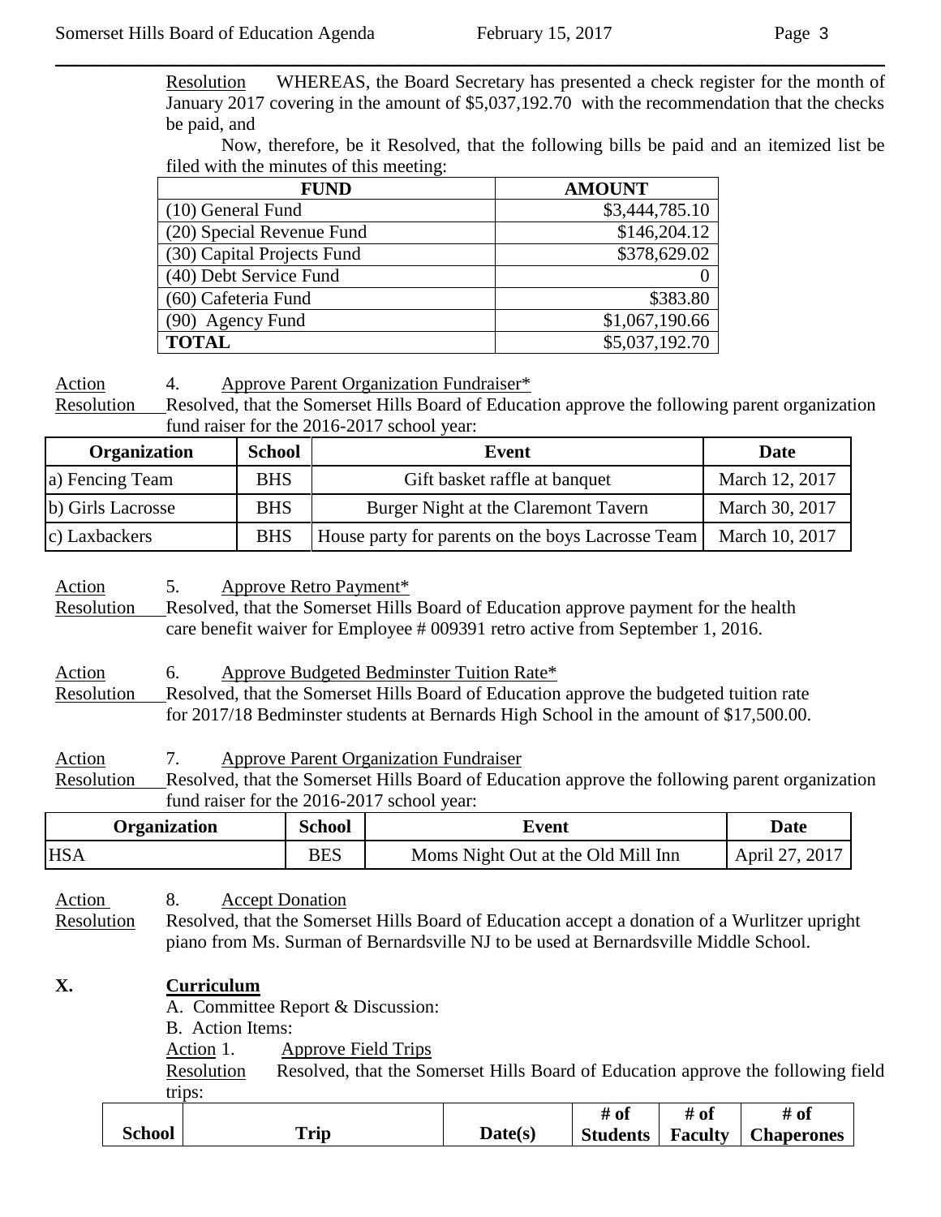Resolution WHEREAS, the Board Secretary has presented a check register for the month of January 2017 covering in the amount of $5,037,192.70 with the recommendation that the checks be paid, and

Now, therefore, be it Resolved, that the following bills be paid and an itemized list be filed with the minutes of this meeting:

| FUND | AMOUNT |
|---|---|
| (10) General Fund | $3,444,785.10 |
| (20) Special Revenue Fund | $146,204.12 |
| (30) Capital Projects Fund | $378,629.02 |
| (40) Debt Service Fund | 0 |
| (60) Cafeteria Fund | $383.80 |
| (90) Agency Fund | $1,067,190.66 |
| **TOTAL** | $5,037,192.70 |

Action 4. Approve Parent Organization Fundraiser*

Resolution Resolved, that the Somerset Hills Board of Education approve the following parent organization fund raiser for the 2016-2017 school year:

| Organization | School | Event | Date |
|---|---|---|---|
| a) Fencing Team | BHS | Gift basket raffle at banquet | March 12, 2017 |
| b) Girls Lacrosse | BHS | Burger Night at the Claremont Tavern | March 30, 2017 |
| c) Laxbackers | BHS | House party for parents on the boys Lacrosse Team | March 10, 2017 |

Action 5. Approve Retro Payment*

Resolution Resolved, that the Somerset Hills Board of Education approve payment for the health care benefit waiver for Employee # 009391 retro active from September 1, 2016.

Action 6. Approve Budgeted Bedminster Tuition Rate*

Resolution Resolved, that the Somerset Hills Board of Education approve the budgeted tuition rate for 2017/18 Bedminster students at Bernards High School in the amount of $17,500.00.

Action 7. Approve Parent Organization Fundraiser

Resolution Resolved, that the Somerset Hills Board of Education approve the following parent organization fund raiser for the 2016-2017 school year:

| Organization | School | Event | Date |
|---|---|---|---|
| HSA | BES | Moms Night Out at the Old Mill Inn | April 27, 2017 |

Action 8. Accept Donation

Resolution Resolved, that the Somerset Hills Board of Education accept a donation of a Wurlitzer upright piano from Ms. Surman of Bernardsville NJ to be used at Bernardsville Middle School.

## X. Curriculum

A. Committee Report & Discussion:

B. Action Items:

Action 1. Approve Field Trips

Resolution Resolved, that the Somerset Hills Board of Education approve the following field trips:

| School | Trip | Date(s) | # of Students | # of Faculty | # of Chaperones |
|---|---|---|---|---|---|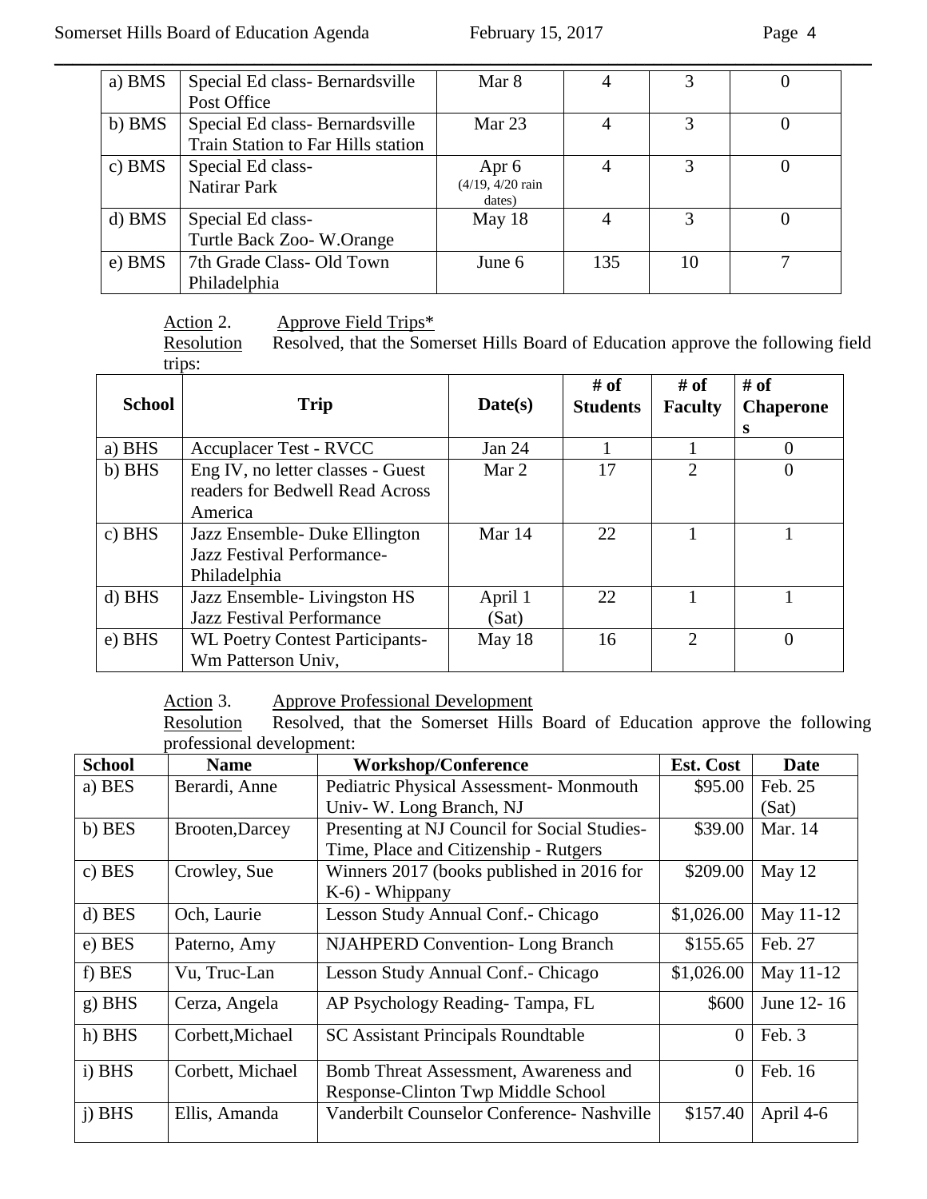| a) BMS | Special Ed class- Bernardsville Post Office | Mar 8 | 4 | 3 | 0 |
|---|---|---|---|---|---|
| b) BMS | Special Ed class- Bernardsville Train Station to Far Hills station | Mar 23 | 4 | 3 | 0 |
| c) BMS | Special Ed class- Natirar Park | Apr 6 (4/19, 4/20 rain dates) | 4 | 3 | 0 |
| d) BMS | Special Ed class- Turtle Back Zoo- W.Orange | May 18 | 4 | 3 | 0 |
| e) BMS | 7th Grade Class- Old Town Philadelphia | June 6 | 135 | 10 | 7 |

Action 2. Approve Field Trips*
Resolution Resolved, that the Somerset Hills Board of Education approve the following field trips:

| School | Trip | Date(s) | # of Students | # of Faculty | # of Chaperones |
|---|---|---|---|---|---|
| a) BHS | Accuplacer Test - RVCC | Jan 24 | 1 | 1 | 0 |
| b) BHS | Eng IV, no letter classes - Guest readers for Bedwell Read Across America | Mar 2 | 17 | 2 | 0 |
| c) BHS | Jazz Ensemble- Duke Ellington Jazz Festival Performance- Philadelphia | Mar 14 | 22 | 1 | 1 |
| d) BHS | Jazz Ensemble- Livingston HS Jazz Festival Performance | April 1 (Sat) | 22 | 1 | 1 |
| e) BHS | WL Poetry Contest Participants- Wm Patterson Univ, | May 18 | 16 | 2 | 0 |

Action 3. Approve Professional Development
Resolution Resolved, that the Somerset Hills Board of Education approve the following professional development:

| School | Name | Workshop/Conference | Est. Cost | Date |
|---|---|---|---|---|
| a) BES | Berardi, Anne | Pediatric Physical Assessment- Monmouth Univ- W. Long Branch, NJ | $95.00 | Feb. 25 (Sat) |
| b) BES | Brooten,Darcey | Presenting at NJ Council for Social Studies- Time, Place and Citizenship - Rutgers | $39.00 | Mar. 14 |
| c) BES | Crowley, Sue | Winners 2017 (books published in 2016 for K-6) - Whippany | $209.00 | May 12 |
| d) BES | Och, Laurie | Lesson Study Annual Conf.- Chicago | $1,026.00 | May 11-12 |
| e) BES | Paterno, Amy | NJAHPERD Convention- Long Branch | $155.65 | Feb. 27 |
| f) BES | Vu, Truc-Lan | Lesson Study Annual Conf.- Chicago | $1,026.00 | May 11-12 |
| g) BHS | Cerza, Angela | AP Psychology Reading- Tampa, FL | $600 | June 12- 16 |
| h) BHS | Corbett,Michael | SC Assistant Principals Roundtable | 0 | Feb. 3 |
| i) BHS | Corbett, Michael | Bomb Threat Assessment, Awareness and Response-Clinton Twp Middle School | 0 | Feb. 16 |
| j) BHS | Ellis, Amanda | Vanderbilt Counselor Conference- Nashville | $157.40 | April 4-6 |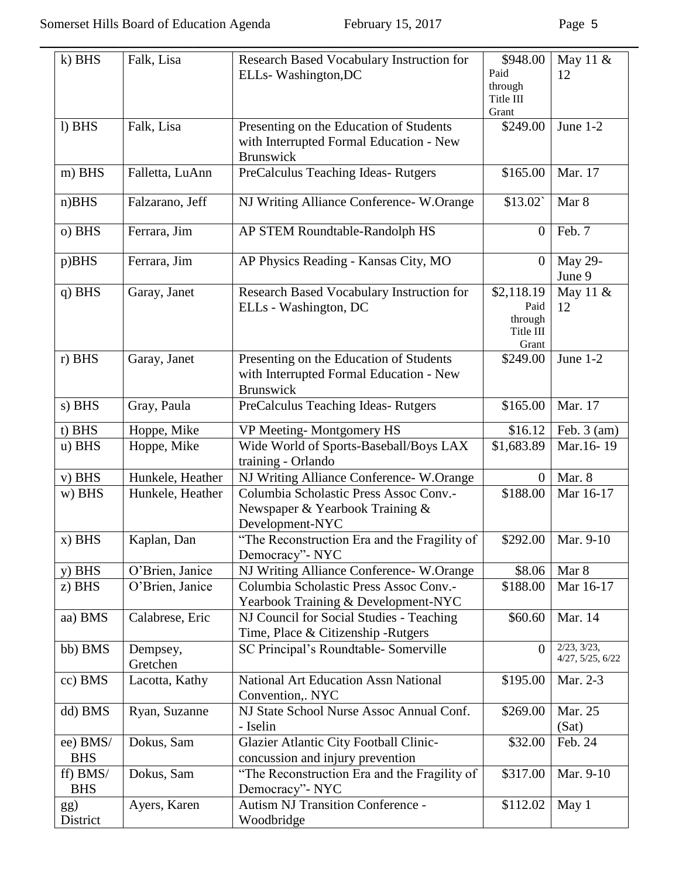| k) BHS | Falk, Lisa | Research Based Vocabulary Instruction for ELLs- Washington,DC | $948.00 Paid through Title III Grant | May 11 & 12 |
|---|---|---|---|---|
| l) BHS | Falk, Lisa | Presenting on the Education of Students with Interrupted Formal Education - New Brunswick | $249.00 | June 1-2 |
| m) BHS | Falletta, LuAnn | PreCalculus Teaching Ideas- Rutgers | $165.00 | Mar. 17 |
| n)BHS | Falzarano, Jeff | NJ Writing Alliance Conference- W.Orange | $13.02` | Mar 8 |
| o) BHS | Ferrara, Jim | AP STEM Roundtable-Randolph HS | 0 | Feb. 7 |
| p)BHS | Ferrara, Jim | AP Physics Reading - Kansas City, MO | 0 | May 29-June 9 |
| q) BHS | Garay, Janet | Research Based Vocabulary Instruction for ELLs - Washington, DC | $2,118.19 Paid through Title III Grant | May 11 & 12 |
| r) BHS | Garay, Janet | Presenting on the Education of Students with Interrupted Formal Education - New Brunswick | $249.00 | June 1-2 |
| s) BHS | Gray, Paula | PreCalculus Teaching Ideas- Rutgers | $165.00 | Mar. 17 |
| t) BHS | Hoppe, Mike | VP Meeting- Montgomery HS | $16.12 | Feb. 3 (am) |
| u) BHS | Hoppe, Mike | Wide World of Sports-Baseball/Boys LAX training - Orlando | $1,683.89 | Mar.16- 19 |
| v) BHS | Hunkele, Heather | NJ Writing Alliance Conference- W.Orange | 0 | Mar. 8 |
| w) BHS | Hunkele, Heather | Columbia Scholastic Press Assoc Conv.- Newspaper & Yearbook Training & Development-NYC | $188.00 | Mar 16-17 |
| x) BHS | Kaplan, Dan | "The Reconstruction Era and the Fragility of Democracy"- NYC | $292.00 | Mar. 9-10 |
| y) BHS | O'Brien, Janice | NJ Writing Alliance Conference- W.Orange | $8.06 | Mar 8 |
| z) BHS | O'Brien, Janice | Columbia Scholastic Press Assoc Conv.- Yearbook Training & Development-NYC | $188.00 | Mar 16-17 |
| aa) BMS | Calabrese, Eric | NJ Council for Social Studies - Teaching Time, Place & Citizenship -Rutgers | $60.60 | Mar. 14 |
| bb) BMS | Dempsey, Gretchen | SC Principal's Roundtable- Somerville | 0 | 2/23, 3/23, 4/27, 5/25, 6/22 |
| cc) BMS | Lacotta, Kathy | National Art Education Assn National Convention,. NYC | $195.00 | Mar. 2-3 |
| dd) BMS | Ryan, Suzanne | NJ State School Nurse Assoc Annual Conf. - Iselin | $269.00 | Mar. 25 (Sat) |
| ee) BMS/ BHS | Dokus, Sam | Glazier Atlantic City Football Clinic- concussion and injury prevention | $32.00 | Feb. 24 |
| ff) BMS/ BHS | Dokus, Sam | "The Reconstruction Era and the Fragility of Democracy"- NYC | $317.00 | Mar. 9-10 |
| gg) District | Ayers, Karen | Autism NJ Transition Conference - Woodbridge | $112.02 | May 1 |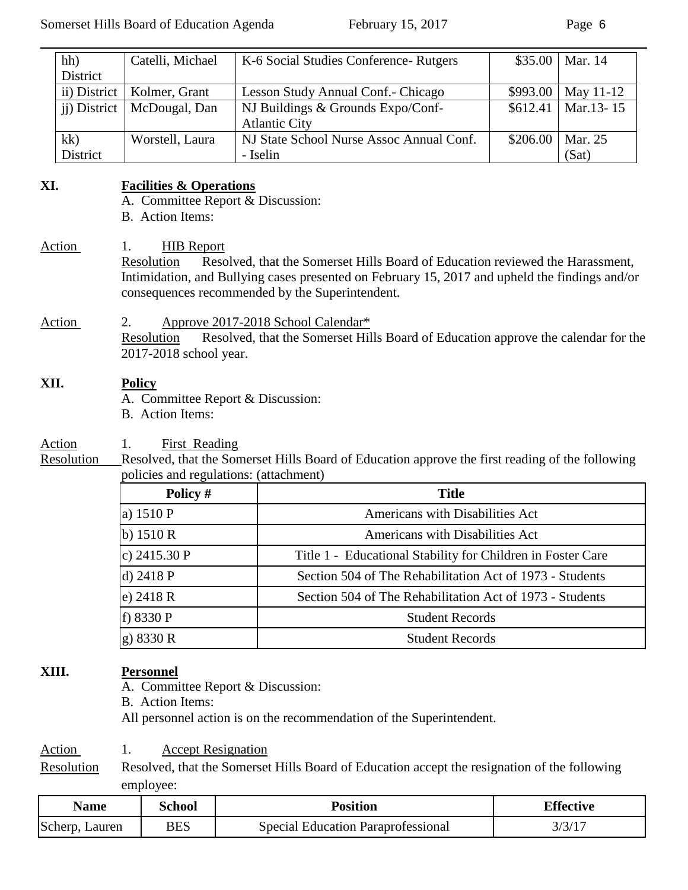| | | | | |
|---|---|---|---|---|
| hh) District | Catelli, Michael | K-6 Social Studies Conference- Rutgers | $35.00 | Mar. 14 |
| ii) District | Kolmer, Grant | Lesson Study Annual Conf.- Chicago | $993.00 | May 11-12 |
| jj) District | McDougal, Dan | NJ Buildings & Grounds Expo/Conf- Atlantic City | $612.41 | Mar.13- 15 |
| kk) District | Worstell, Laura | NJ State School Nurse Assoc Annual Conf. - Iselin | $206.00 | Mar. 25 (Sat) |

## XI. Facilities & Operations

A. Committee Report & Discussion:

B. Action Items:

Action 1. HIB Report

Resolution Resolved, that the Somerset Hills Board of Education reviewed the Harassment, Intimidation, and Bullying cases presented on February 15, 2017 and upheld the findings and/or consequences recommended by the Superintendent.

Action 2. Approve 2017-2018 School Calendar*

Resolution Resolved, that the Somerset Hills Board of Education approve the calendar for the 2017-2018 school year.

## XII. Policy

A. Committee Report & Discussion:

B. Action Items:

Action 1. First Reading

Resolution Resolved, that the Somerset Hills Board of Education approve the first reading of the following policies and regulations: (attachment)

| Policy # | Title |
|---|---|
| a) 1510 P | Americans with Disabilities Act |
| b) 1510 R | Americans with Disabilities Act |
| c) 2415.30 P | Title 1 - Educational Stability for Children in Foster Care |
| d) 2418 P | Section 504 of The Rehabilitation Act of 1973 - Students |
| e) 2418 R | Section 504 of The Rehabilitation Act of 1973 - Students |
| f) 8330 P | Student Records |
| g) 8330 R | Student Records |

## XIII. Personnel

A. Committee Report & Discussion:

B. Action Items:

All personnel action is on the recommendation of the Superintendent.

Action 1. Accept Resignation

Resolution Resolved, that the Somerset Hills Board of Education accept the resignation of the following employee:

| Name | School | Position | Effective |
|---|---|---|---|
| Scherp, Lauren | BES | Special Education Paraprofessional | 3/3/17 |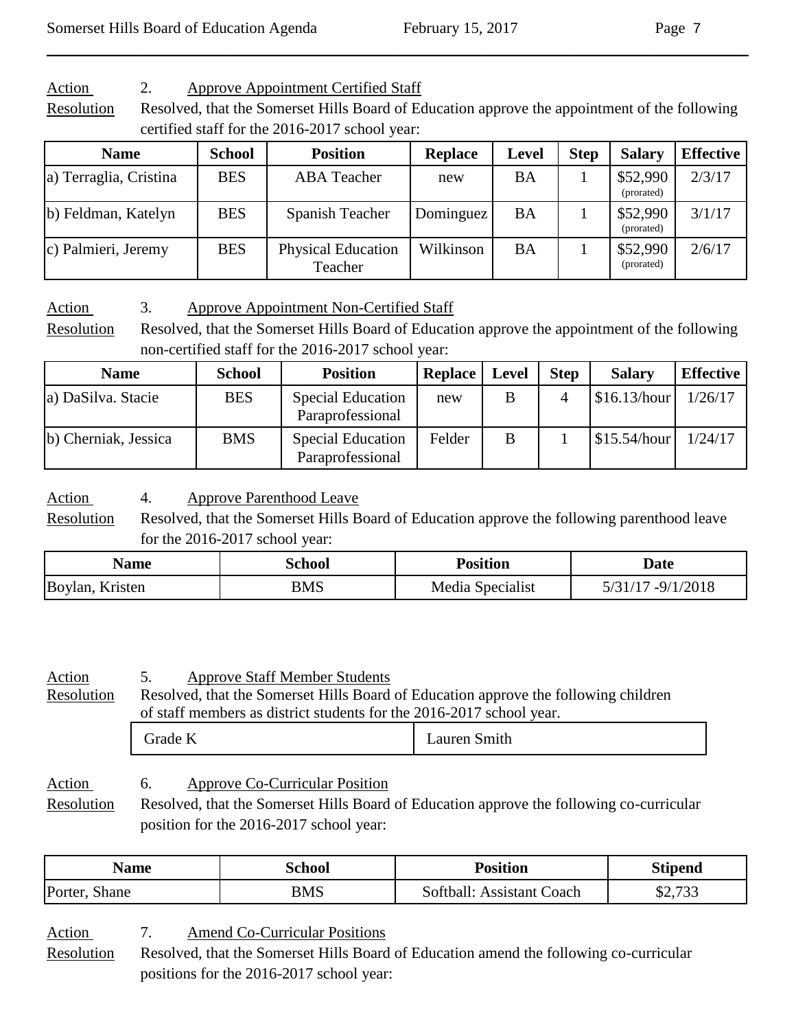Action 2. Approve Appointment Certified Staff

Resolution Resolved, that the Somerset Hills Board of Education approve the appointment of the following certified staff for the 2016-2017 school year:

| Name | School | Position | Replace | Level | Step | Salary | Effective |
|---|---|---|---|---|---|---|---|
| a) Terraglia, Cristina | BES | ABA Teacher | new | BA | 1 | $52,990 (prorated) | 2/3/17 |
| b) Feldman, Katelyn | BES | Spanish Teacher | Dominguez | BA | 1 | $52,990 (prorated) | 3/1/17 |
| c) Palmieri, Jeremy | BES | Physical Education Teacher | Wilkinson | BA | 1 | $52,990 (prorated) | 2/6/17 |

Action 3. Approve Appointment Non-Certified Staff

Resolution Resolved, that the Somerset Hills Board of Education approve the appointment of the following non-certified staff for the 2016-2017 school year:

| Name | School | Position | Replace | Level | Step | Salary | Effective |
|---|---|---|---|---|---|---|---|
| a) DaSilva. Stacie | BES | Special Education Paraprofessional | new | B | 4 | $16.13/hour | 1/26/17 |
| b) Cherniak, Jessica | BMS | Special Education Paraprofessional | Felder | B | 1 | $15.54/hour | 1/24/17 |

Action 4. Approve Parenthood Leave

Resolution Resolved, that the Somerset Hills Board of Education approve the following parenthood leave for the 2016-2017 school year:

| Name | School | Position | Date |
|---|---|---|---|
| Boylan, Kristen | BMS | Media Specialist | 5/31/17 -9/1/2018 |

Action 5. Approve Staff Member Students

Resolution Resolved, that the Somerset Hills Board of Education approve the following children of staff members as district students for the 2016-2017 school year.

| Grade K | Lauren Smith |
|---|---|

Action 6. Approve Co-Curricular Position

Resolution Resolved, that the Somerset Hills Board of Education approve the following co-curricular position for the 2016-2017 school year:

| Name | School | Position | Stipend |
|---|---|---|---|
| Porter, Shane | BMS | Softball: Assistant Coach | $2,733 |

Action 7. Amend Co-Curricular Positions

Resolution Resolved, that the Somerset Hills Board of Education amend the following co-curricular positions for the 2016-2017 school year: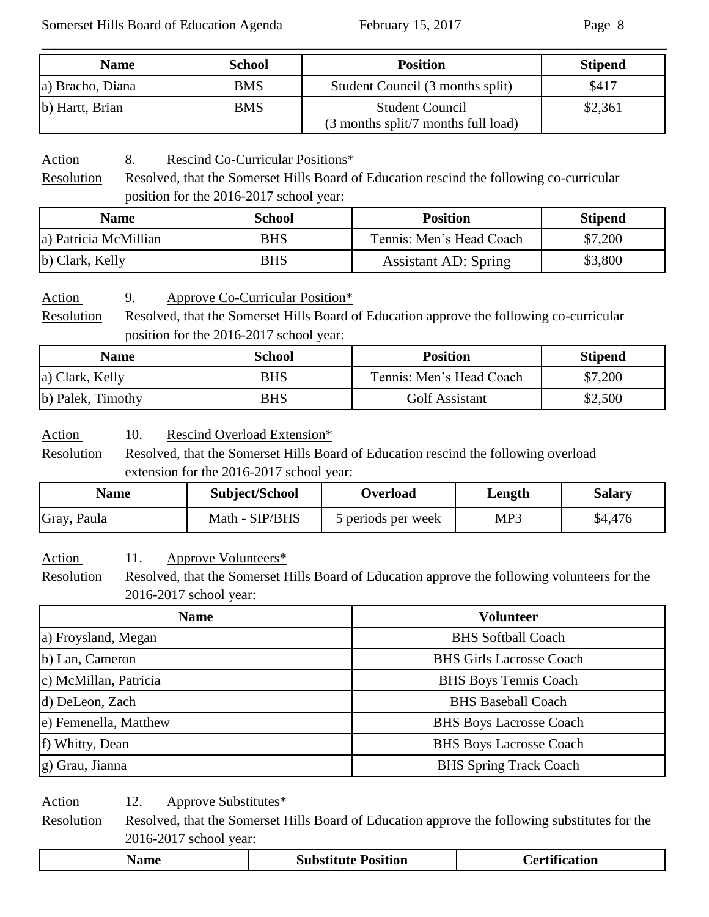| Name | School | Position | Stipend |
|---|---|---|---|
| a) Bracho, Diana | BMS | Student Council (3 months split) | $417 |
| b) Hartt, Brian | BMS | Student Council (3 months split/7 months full load) | $2,361 |

Action 8. Rescind Co-Curricular Positions*

Resolution Resolved, that the Somerset Hills Board of Education rescind the following co-curricular position for the 2016-2017 school year:

| Name | School | Position | Stipend |
|---|---|---|---|
| a) Patricia McMillian | BHS | Tennis: Men's Head Coach | $7,200 |
| b) Clark, Kelly | BHS | Assistant AD: Spring | $3,800 |

Action 9. Approve Co-Curricular Position*

Resolution Resolved, that the Somerset Hills Board of Education approve the following co-curricular position for the 2016-2017 school year:

| Name | School | Position | Stipend |
|---|---|---|---|
| a) Clark, Kelly | BHS | Tennis: Men's Head Coach | $7,200 |
| b) Palek, Timothy | BHS | Golf Assistant | $2,500 |

Action 10. Rescind Overload Extension*

Resolution Resolved, that the Somerset Hills Board of Education rescind the following overload extension for the 2016-2017 school year:

| Name | Subject/School | Overload | Length | Salary |
|---|---|---|---|---|
| Gray, Paula | Math - SIP/BHS | 5 periods per week | MP3 | $4,476 |

Action 11. Approve Volunteers*

Resolution Resolved, that the Somerset Hills Board of Education approve the following volunteers for the 2016-2017 school year:

| Name | Volunteer |
|---|---|
| a) Froysland, Megan | BHS Softball Coach |
| b) Lan, Cameron | BHS Girls Lacrosse Coach |
| c) McMillan, Patricia | BHS Boys Tennis Coach |
| d) DeLeon, Zach | BHS Baseball Coach |
| e) Femenella, Matthew | BHS Boys Lacrosse Coach |
| f) Whitty, Dean | BHS Boys Lacrosse Coach |
| g) Grau, Jianna | BHS Spring Track Coach |

Action 12. Approve Substitutes*

Resolution Resolved, that the Somerset Hills Board of Education approve the following substitutes for the 2016-2017 school year:

| Name | Substitute Position | Certification |
|---|---|---|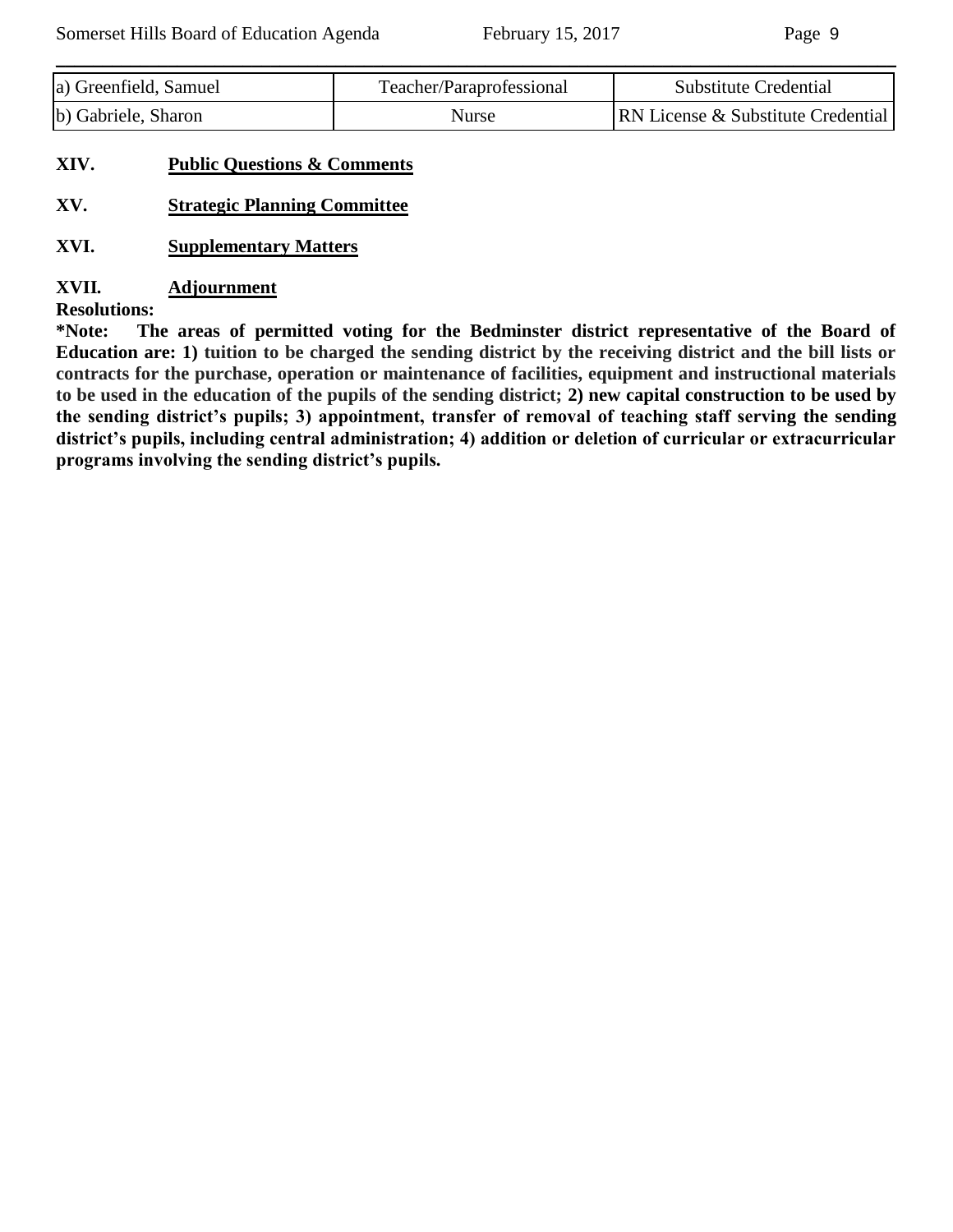| | | |
|---|---|---|
| a) Greenfield, Samuel | Teacher/Paraprofessional | Substitute Credential |
| b) Gabriele, Sharon | Nurse | RN License & Substitute Credential |

**XIV. Public Questions & Comments**

**XV. Strategic Planning Committee**

**XVI. Supplementary Matters**

**XVII. Adjournment**

**Resolutions:**

**\*Note: The areas of permitted voting for the Bedminster district representative of the Board of Education are: 1) tuition to be charged the sending district by the receiving district and the bill lists or contracts for the purchase, operation or maintenance of facilities, equipment and instructional materials to be used in the education of the pupils of the sending district; 2) new capital construction to be used by the sending district's pupils; 3) appointment, transfer of removal of teaching staff serving the sending district's pupils, including central administration; 4) addition or deletion of curricular or extracurricular programs involving the sending district's pupils.**